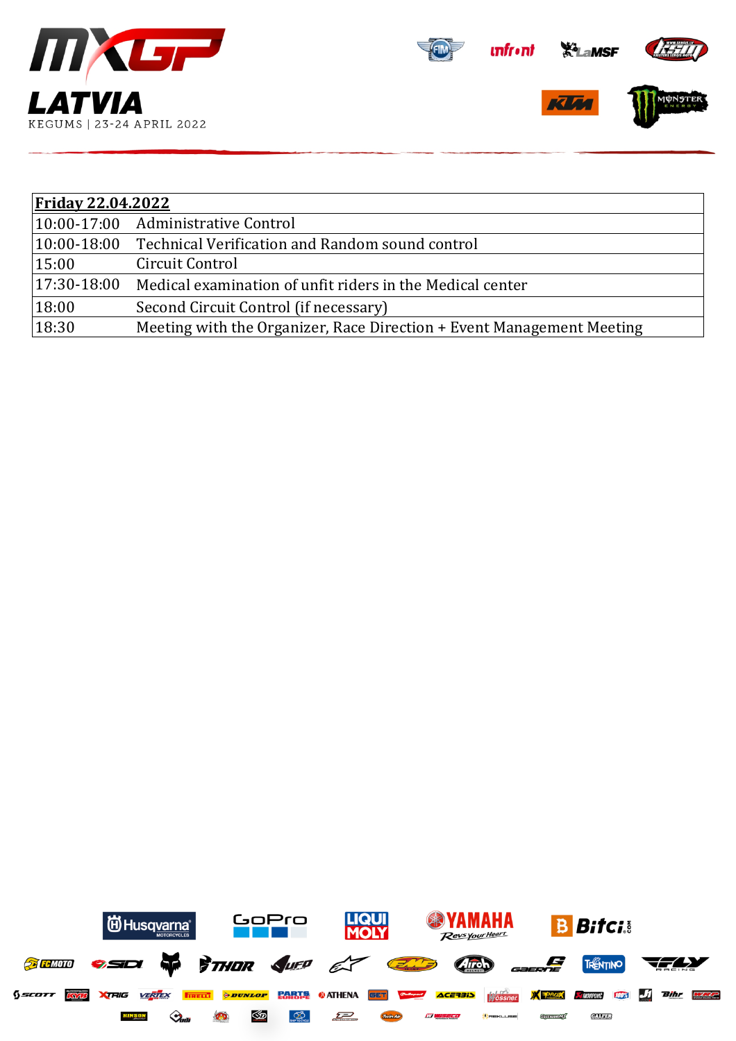# MXGP LATVIA

KEGUMS | 23-24 APRIL 2022

| **Friday 22.04.2022** | |
|---|---|
| 10:00-17:00 | Administrative Control |
| 10:00-18:00 | Technical Verification and Random sound control |
| 15:00 | Circuit Control |
| 17:30-18:00 | Medical examination of unfit riders in the Medical center |
| 18:00 | Second Circuit Control (if necessary) |
| 18:30 | Meeting with the Organizer, Race Direction + Event Management Meeting |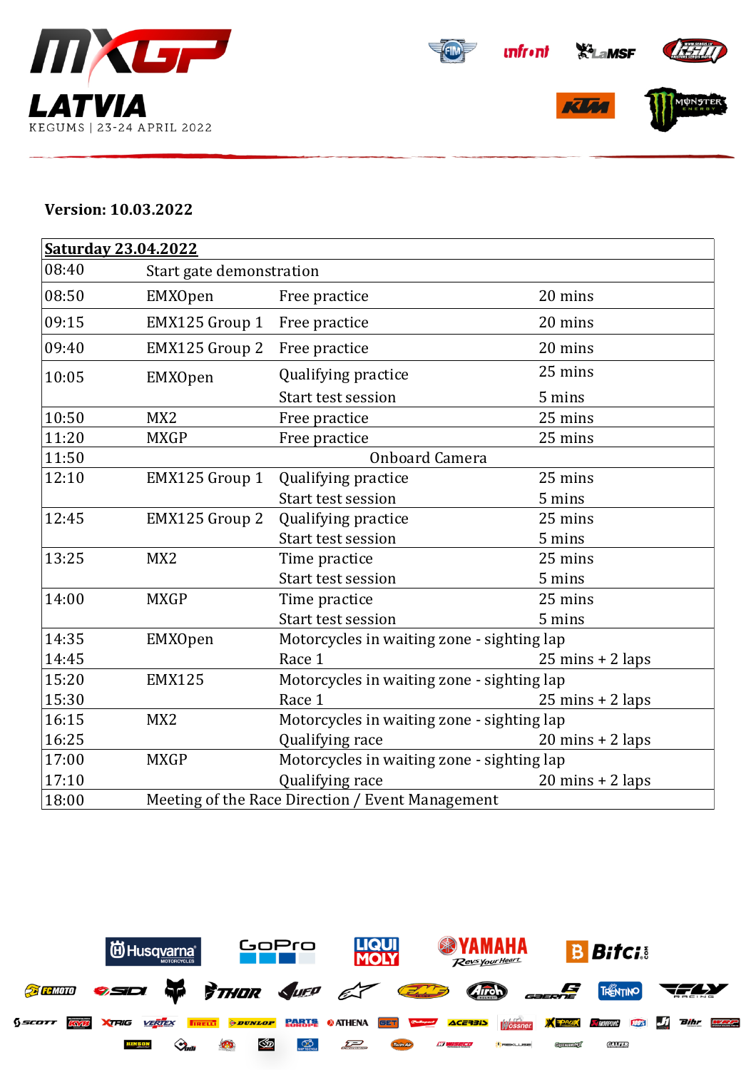# MXGP LATVIA

KEGUMS | 23-24 APRIL 2022

**Version: 10.03.2022**

| **Saturday 23.04.2022** | | | |
|---|---|---|---|
| 08:40 | Start gate demonstration | | |
| 08:50 | EMXOpen | Free practice | 20 mins |
| 09:15 | EMX125 Group 1 | Free practice | 20 mins |
| 09:40 | EMX125 Group 2 | Free practice | 20 mins |
| 10:05 | EMXOpen | Qualifying practice<br>Start test session | 25 mins<br>5 mins |
| 10:50 | MX2 | Free practice | 25 mins |
| 11:20 | MXGP | Free practice | 25 mins |
| 11:50 | | Onboard Camera | |
| 12:10 | EMX125 Group 1 | Qualifying practice<br>Start test session | 25 mins<br>5 mins |
| 12:45 | EMX125 Group 2 | Qualifying practice<br>Start test session | 25 mins<br>5 mins |
| 13:25 | MX2 | Time practice<br>Start test session | 25 mins<br>5 mins |
| 14:00 | MXGP | Time practice<br>Start test session | 25 mins<br>5 mins |
| 14:35<br>14:45 | EMXOpen | Motorcycles in waiting zone - sighting lap<br>Race 1 | <br>25 mins + 2 laps |
| 15:20<br>15:30 | EMX125 | Motorcycles in waiting zone - sighting lap<br>Race 1 | <br>25 mins + 2 laps |
| 16:15<br>16:25 | MX2 | Motorcycles in waiting zone - sighting lap<br>Qualifying race | <br>20 mins + 2 laps |
| 17:00<br>17:10 | MXGP | Motorcycles in waiting zone - sighting lap<br>Qualifying race | <br>20 mins + 2 laps |
| 18:00 | Meeting of the Race Direction / Event Management | | |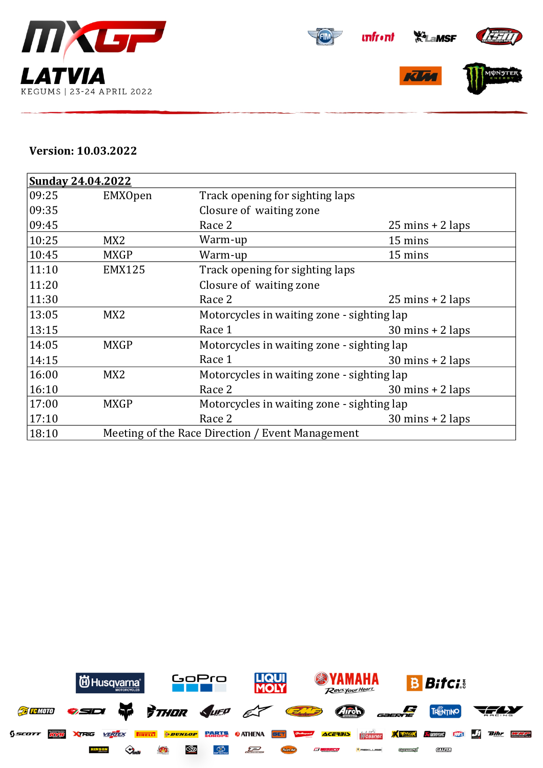# MXGP LATVIA

KEGUMS | 23-24 APRIL 2022

**Version: 10.03.2022**

| **Sunday 24.04.2022** | | | |
|---|---|---|---|
| 09:25 | EMXOpen | Track opening for sighting laps | |
| 09:35 | | Closure of waiting zone | |
| 09:45 | | Race 2 | 25 mins + 2 laps |
| 10:25 | MX2 | Warm-up | 15 mins |
| 10:45 | MXGP | Warm-up | 15 mins |
| 11:10 | EMX125 | Track opening for sighting laps | |
| 11:20 | | Closure of waiting zone | |
| 11:30 | | Race 2 | 25 mins + 2 laps |
| 13:05 | MX2 | Motorcycles in waiting zone - sighting lap | |
| 13:15 | | Race 1 | 30 mins + 2 laps |
| 14:05 | MXGP | Motorcycles in waiting zone - sighting lap | |
| 14:15 | | Race 1 | 30 mins + 2 laps |
| 16:00 | MX2 | Motorcycles in waiting zone - sighting lap | |
| 16:10 | | Race 2 | 30 mins + 2 laps |
| 17:00 | MXGP | Motorcycles in waiting zone - sighting lap | |
| 17:10 | | Race 2 | 30 mins + 2 laps |
| 18:10 | Meeting of the Race Direction / Event Management | | |